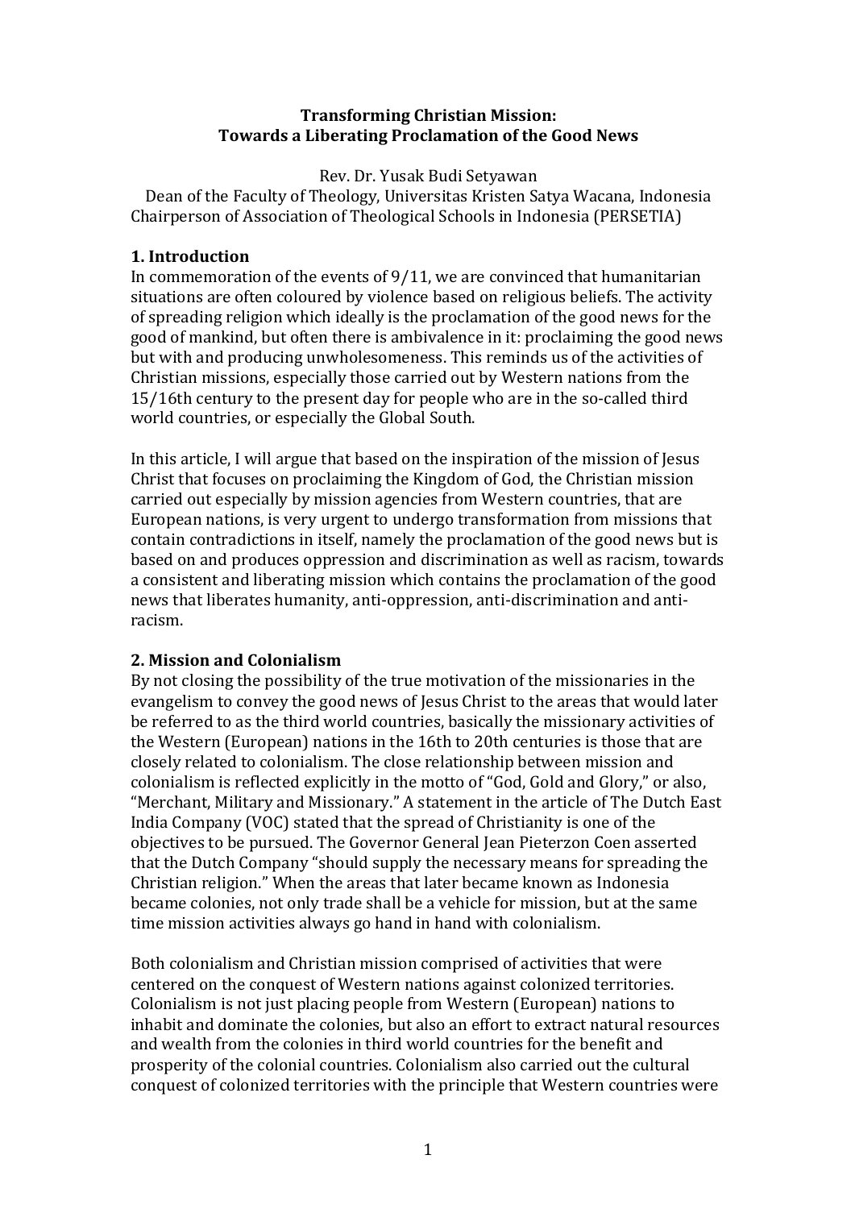# Transforming Christian Mission: Towards a Liberating Proclamation of the Good News

Rev. Dr. Yusak Budi Setyawan

Dean of the Faculty of Theology, Universitas Kristen Satya Wacana, Indonesia
Chairperson of Association of Theological Schools in Indonesia (PERSETIA)

## 1. Introduction

In commemoration of the events of 9/11, we are convinced that humanitarian situations are often coloured by violence based on religious beliefs. The activity of spreading religion which ideally is the proclamation of the good news for the good of mankind, but often there is ambivalence in it: proclaiming the good news but with and producing unwholesomeness. This reminds us of the activities of Christian missions, especially those carried out by Western nations from the 15/16th century to the present day for people who are in the so-called third world countries, or especially the Global South.

In this article, I will argue that based on the inspiration of the mission of Jesus Christ that focuses on proclaiming the Kingdom of God, the Christian mission carried out especially by mission agencies from Western countries, that are European nations, is very urgent to undergo transformation from missions that contain contradictions in itself, namely the proclamation of the good news but is based on and produces oppression and discrimination as well as racism, towards a consistent and liberating mission which contains the proclamation of the good news that liberates humanity, anti-oppression, anti-discrimination and anti-racism.

## 2. Mission and Colonialism

By not closing the possibility of the true motivation of the missionaries in the evangelism to convey the good news of Jesus Christ to the areas that would later be referred to as the third world countries, basically the missionary activities of the Western (European) nations in the 16th to 20th centuries is those that are closely related to colonialism. The close relationship between mission and colonialism is reflected explicitly in the motto of "God, Gold and Glory," or also, "Merchant, Military and Missionary." A statement in the article of The Dutch East India Company (VOC) stated that the spread of Christianity is one of the objectives to be pursued. The Governor General Jean Pieterzon Coen asserted that the Dutch Company "should supply the necessary means for spreading the Christian religion." When the areas that later became known as Indonesia became colonies, not only trade shall be a vehicle for mission, but at the same time mission activities always go hand in hand with colonialism.

Both colonialism and Christian mission comprised of activities that were centered on the conquest of Western nations against colonized territories. Colonialism is not just placing people from Western (European) nations to inhabit and dominate the colonies, but also an effort to extract natural resources and wealth from the colonies in third world countries for the benefit and prosperity of the colonial countries. Colonialism also carried out the cultural conquest of colonized territories with the principle that Western countries were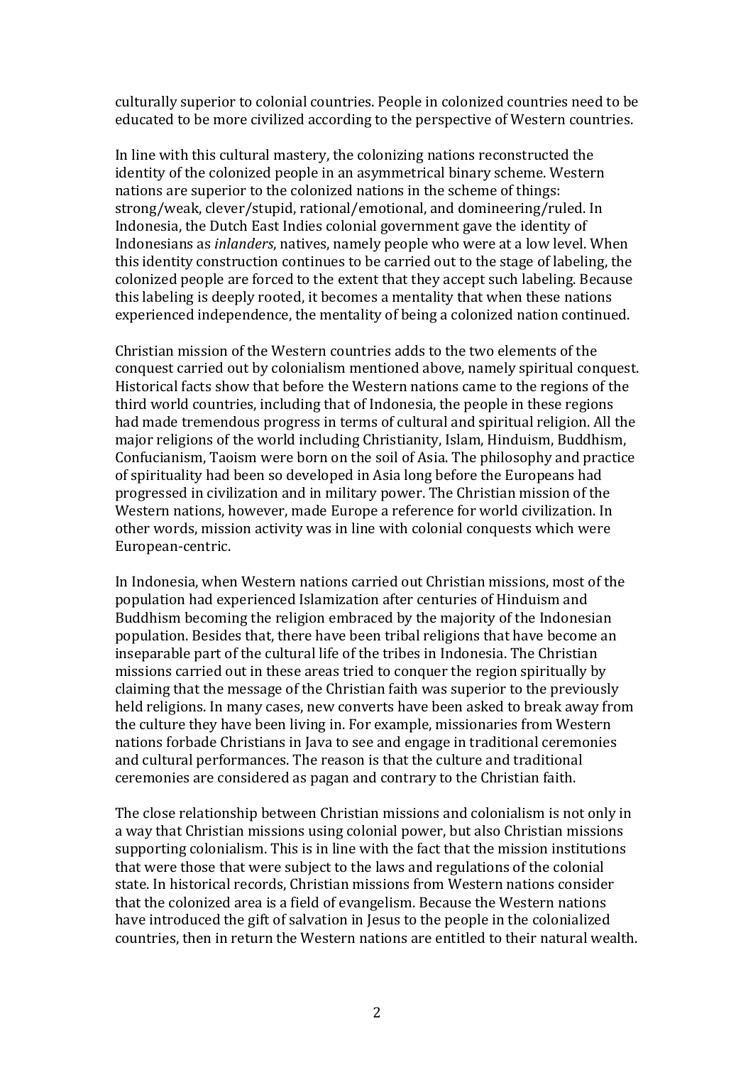culturally superior to colonial countries. People in colonized countries need to be educated to be more civilized according to the perspective of Western countries.

In line with this cultural mastery, the colonizing nations reconstructed the identity of the colonized people in an asymmetrical binary scheme. Western nations are superior to the colonized nations in the scheme of things: strong/weak, clever/stupid, rational/emotional, and domineering/ruled. In Indonesia, the Dutch East Indies colonial government gave the identity of Indonesians as *inlanders*, natives, namely people who were at a low level. When this identity construction continues to be carried out to the stage of labeling, the colonized people are forced to the extent that they accept such labeling. Because this labeling is deeply rooted, it becomes a mentality that when these nations experienced independence, the mentality of being a colonized nation continued.

Christian mission of the Western countries adds to the two elements of the conquest carried out by colonialism mentioned above, namely spiritual conquest. Historical facts show that before the Western nations came to the regions of the third world countries, including that of Indonesia, the people in these regions had made tremendous progress in terms of cultural and spiritual religion. All the major religions of the world including Christianity, Islam, Hinduism, Buddhism, Confucianism, Taoism were born on the soil of Asia. The philosophy and practice of spirituality had been so developed in Asia long before the Europeans had progressed in civilization and in military power. The Christian mission of the Western nations, however, made Europe a reference for world civilization. In other words, mission activity was in line with colonial conquests which were European-centric.

In Indonesia, when Western nations carried out Christian missions, most of the population had experienced Islamization after centuries of Hinduism and Buddhism becoming the religion embraced by the majority of the Indonesian population. Besides that, there have been tribal religions that have become an inseparable part of the cultural life of the tribes in Indonesia. The Christian missions carried out in these areas tried to conquer the region spiritually by claiming that the message of the Christian faith was superior to the previously held religions. In many cases, new converts have been asked to break away from the culture they have been living in. For example, missionaries from Western nations forbade Christians in Java to see and engage in traditional ceremonies and cultural performances. The reason is that the culture and traditional ceremonies are considered as pagan and contrary to the Christian faith.

The close relationship between Christian missions and colonialism is not only in a way that Christian missions using colonial power, but also Christian missions supporting colonialism. This is in line with the fact that the mission institutions that were those that were subject to the laws and regulations of the colonial state. In historical records, Christian missions from Western nations consider that the colonized area is a field of evangelism. Because the Western nations have introduced the gift of salvation in Jesus to the people in the colonialized countries, then in return the Western nations are entitled to their natural wealth.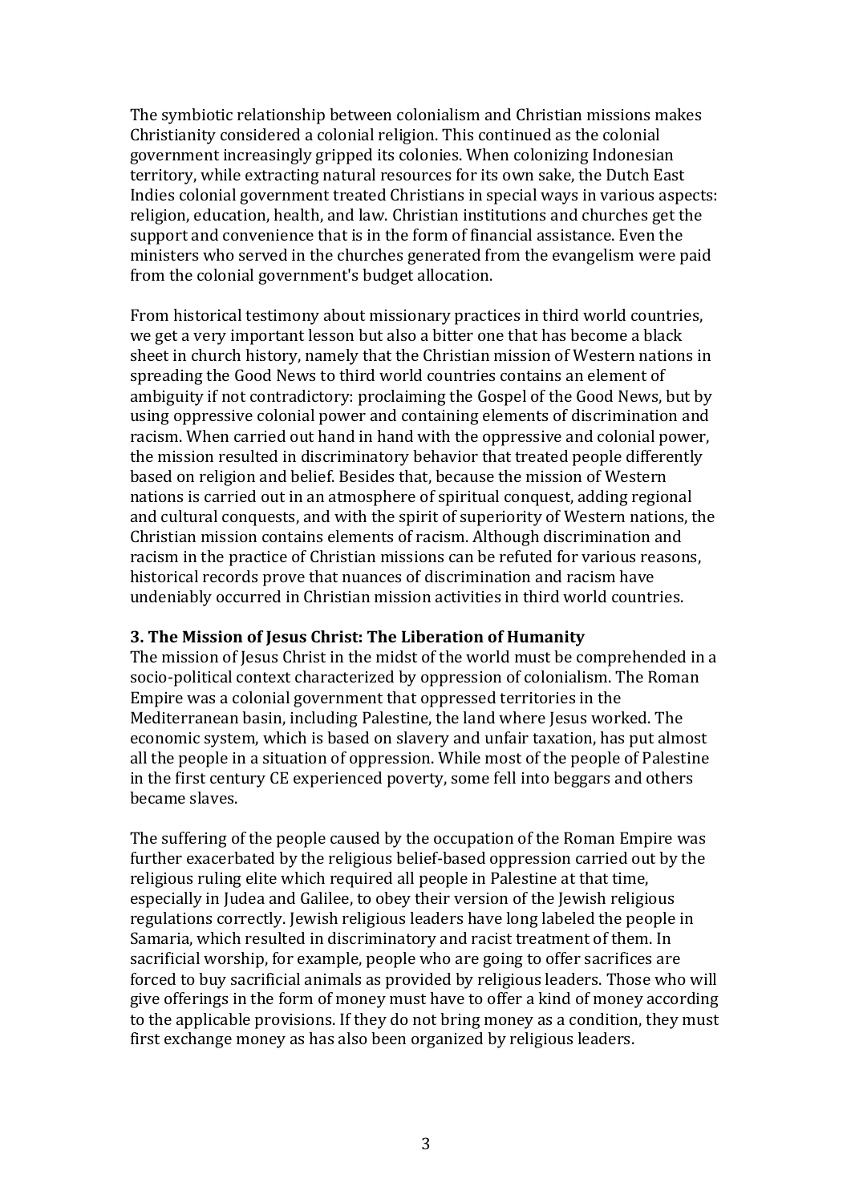The symbiotic relationship between colonialism and Christian missions makes Christianity considered a colonial religion. This continued as the colonial government increasingly gripped its colonies. When colonizing Indonesian territory, while extracting natural resources for its own sake, the Dutch East Indies colonial government treated Christians in special ways in various aspects: religion, education, health, and law. Christian institutions and churches get the support and convenience that is in the form of financial assistance. Even the ministers who served in the churches generated from the evangelism were paid from the colonial government's budget allocation.

From historical testimony about missionary practices in third world countries, we get a very important lesson but also a bitter one that has become a black sheet in church history, namely that the Christian mission of Western nations in spreading the Good News to third world countries contains an element of ambiguity if not contradictory: proclaiming the Gospel of the Good News, but by using oppressive colonial power and containing elements of discrimination and racism. When carried out hand in hand with the oppressive and colonial power, the mission resulted in discriminatory behavior that treated people differently based on religion and belief. Besides that, because the mission of Western nations is carried out in an atmosphere of spiritual conquest, adding regional and cultural conquests, and with the spirit of superiority of Western nations, the Christian mission contains elements of racism. Although discrimination and racism in the practice of Christian missions can be refuted for various reasons, historical records prove that nuances of discrimination and racism have undeniably occurred in Christian mission activities in third world countries.

### 3. The Mission of Jesus Christ: The Liberation of Humanity

The mission of Jesus Christ in the midst of the world must be comprehended in a socio-political context characterized by oppression of colonialism. The Roman Empire was a colonial government that oppressed territories in the Mediterranean basin, including Palestine, the land where Jesus worked. The economic system, which is based on slavery and unfair taxation, has put almost all the people in a situation of oppression. While most of the people of Palestine in the first century CE experienced poverty, some fell into beggars and others became slaves.

The suffering of the people caused by the occupation of the Roman Empire was further exacerbated by the religious belief-based oppression carried out by the religious ruling elite which required all people in Palestine at that time, especially in Judea and Galilee, to obey their version of the Jewish religious regulations correctly. Jewish religious leaders have long labeled the people in Samaria, which resulted in discriminatory and racist treatment of them. In sacrificial worship, for example, people who are going to offer sacrifices are forced to buy sacrificial animals as provided by religious leaders. Those who will give offerings in the form of money must have to offer a kind of money according to the applicable provisions. If they do not bring money as a condition, they must first exchange money as has also been organized by religious leaders.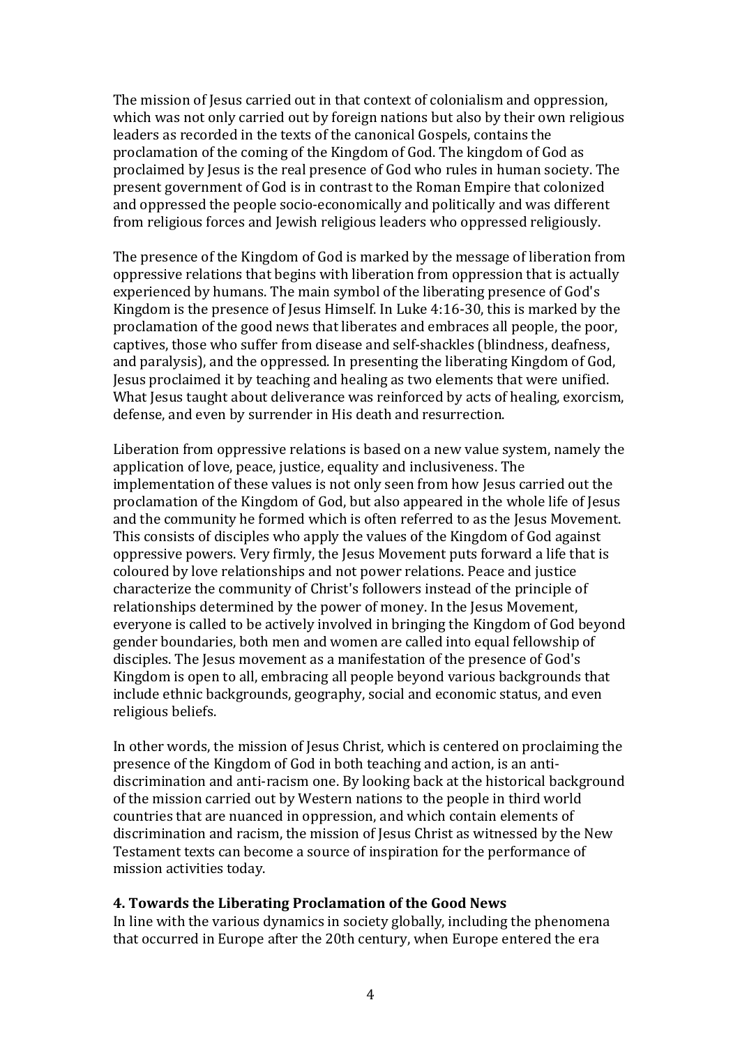The mission of Jesus carried out in that context of colonialism and oppression, which was not only carried out by foreign nations but also by their own religious leaders as recorded in the texts of the canonical Gospels, contains the proclamation of the coming of the Kingdom of God. The kingdom of God as proclaimed by Jesus is the real presence of God who rules in human society. The present government of God is in contrast to the Roman Empire that colonized and oppressed the people socio-economically and politically and was different from religious forces and Jewish religious leaders who oppressed religiously.

The presence of the Kingdom of God is marked by the message of liberation from oppressive relations that begins with liberation from oppression that is actually experienced by humans. The main symbol of the liberating presence of God's Kingdom is the presence of Jesus Himself. In Luke 4:16-30, this is marked by the proclamation of the good news that liberates and embraces all people, the poor, captives, those who suffer from disease and self-shackles (blindness, deafness, and paralysis), and the oppressed. In presenting the liberating Kingdom of God, Jesus proclaimed it by teaching and healing as two elements that were unified. What Jesus taught about deliverance was reinforced by acts of healing, exorcism, defense, and even by surrender in His death and resurrection.

Liberation from oppressive relations is based on a new value system, namely the application of love, peace, justice, equality and inclusiveness. The implementation of these values is not only seen from how Jesus carried out the proclamation of the Kingdom of God, but also appeared in the whole life of Jesus and the community he formed which is often referred to as the Jesus Movement. This consists of disciples who apply the values of the Kingdom of God against oppressive powers. Very firmly, the Jesus Movement puts forward a life that is coloured by love relationships and not power relations. Peace and justice characterize the community of Christ's followers instead of the principle of relationships determined by the power of money. In the Jesus Movement, everyone is called to be actively involved in bringing the Kingdom of God beyond gender boundaries, both men and women are called into equal fellowship of disciples. The Jesus movement as a manifestation of the presence of God's Kingdom is open to all, embracing all people beyond various backgrounds that include ethnic backgrounds, geography, social and economic status, and even religious beliefs.

In other words, the mission of Jesus Christ, which is centered on proclaiming the presence of the Kingdom of God in both teaching and action, is an anti-discrimination and anti-racism one. By looking back at the historical background of the mission carried out by Western nations to the people in third world countries that are nuanced in oppression, and which contain elements of discrimination and racism, the mission of Jesus Christ as witnessed by the New Testament texts can become a source of inspiration for the performance of mission activities today.

## 4. Towards the Liberating Proclamation of the Good News

In line with the various dynamics in society globally, including the phenomena that occurred in Europe after the 20th century, when Europe entered the era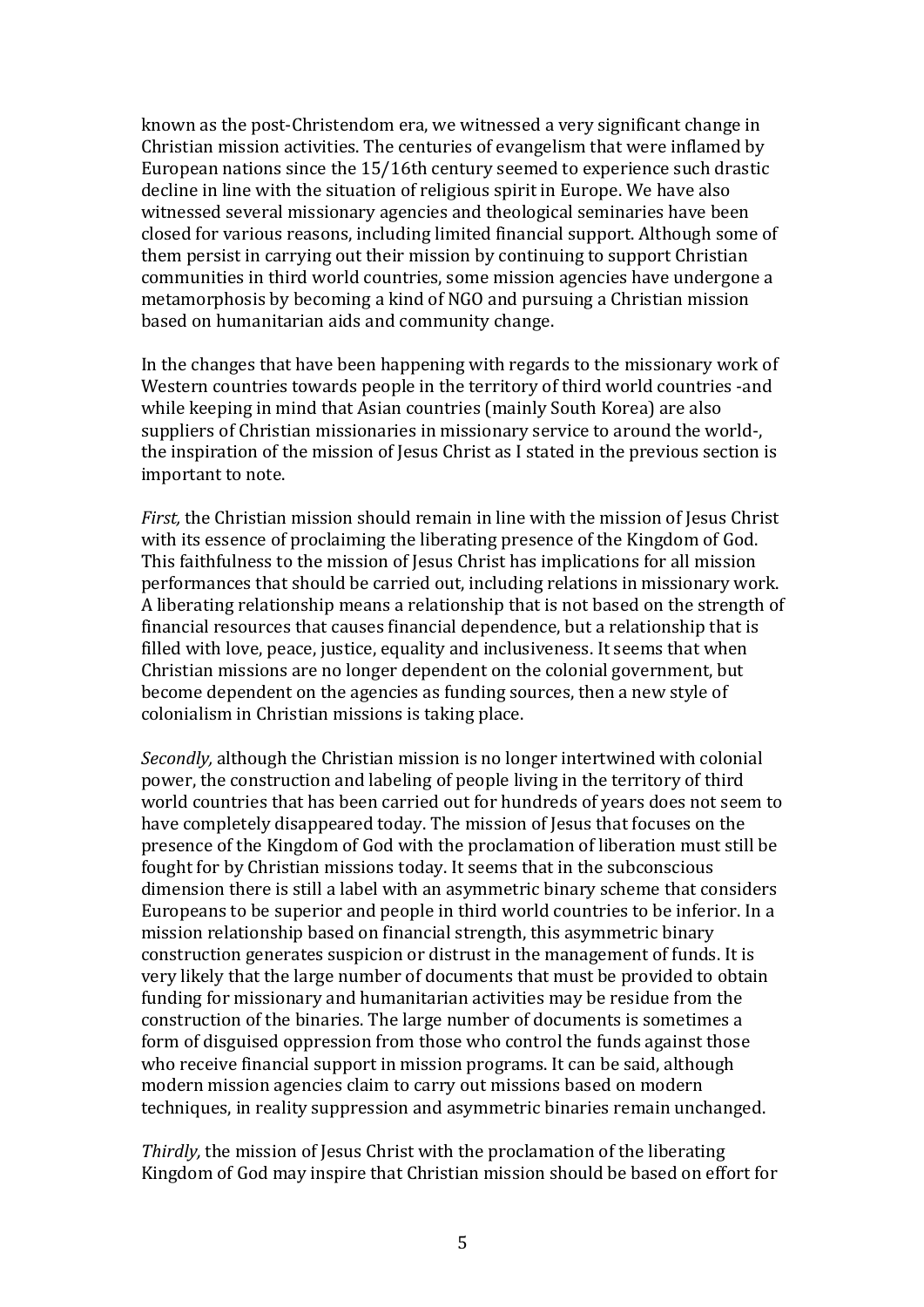known as the post-Christendom era, we witnessed a very significant change in Christian mission activities. The centuries of evangelism that were inflamed by European nations since the 15/16th century seemed to experience such drastic decline in line with the situation of religious spirit in Europe. We have also witnessed several missionary agencies and theological seminaries have been closed for various reasons, including limited financial support. Although some of them persist in carrying out their mission by continuing to support Christian communities in third world countries, some mission agencies have undergone a metamorphosis by becoming a kind of NGO and pursuing a Christian mission based on humanitarian aids and community change.

In the changes that have been happening with regards to the missionary work of Western countries towards people in the territory of third world countries -and while keeping in mind that Asian countries (mainly South Korea) are also suppliers of Christian missionaries in missionary service to around the world-, the inspiration of the mission of Jesus Christ as I stated in the previous section is important to note.

*First,* the Christian mission should remain in line with the mission of Jesus Christ with its essence of proclaiming the liberating presence of the Kingdom of God. This faithfulness to the mission of Jesus Christ has implications for all mission performances that should be carried out, including relations in missionary work. A liberating relationship means a relationship that is not based on the strength of financial resources that causes financial dependence, but a relationship that is filled with love, peace, justice, equality and inclusiveness. It seems that when Christian missions are no longer dependent on the colonial government, but become dependent on the agencies as funding sources, then a new style of colonialism in Christian missions is taking place.

*Secondly,* although the Christian mission is no longer intertwined with colonial power, the construction and labeling of people living in the territory of third world countries that has been carried out for hundreds of years does not seem to have completely disappeared today. The mission of Jesus that focuses on the presence of the Kingdom of God with the proclamation of liberation must still be fought for by Christian missions today. It seems that in the subconscious dimension there is still a label with an asymmetric binary scheme that considers Europeans to be superior and people in third world countries to be inferior. In a mission relationship based on financial strength, this asymmetric binary construction generates suspicion or distrust in the management of funds. It is very likely that the large number of documents that must be provided to obtain funding for missionary and humanitarian activities may be residue from the construction of the binaries. The large number of documents is sometimes a form of disguised oppression from those who control the funds against those who receive financial support in mission programs. It can be said, although modern mission agencies claim to carry out missions based on modern techniques, in reality suppression and asymmetric binaries remain unchanged.

*Thirdly,* the mission of Jesus Christ with the proclamation of the liberating Kingdom of God may inspire that Christian mission should be based on effort for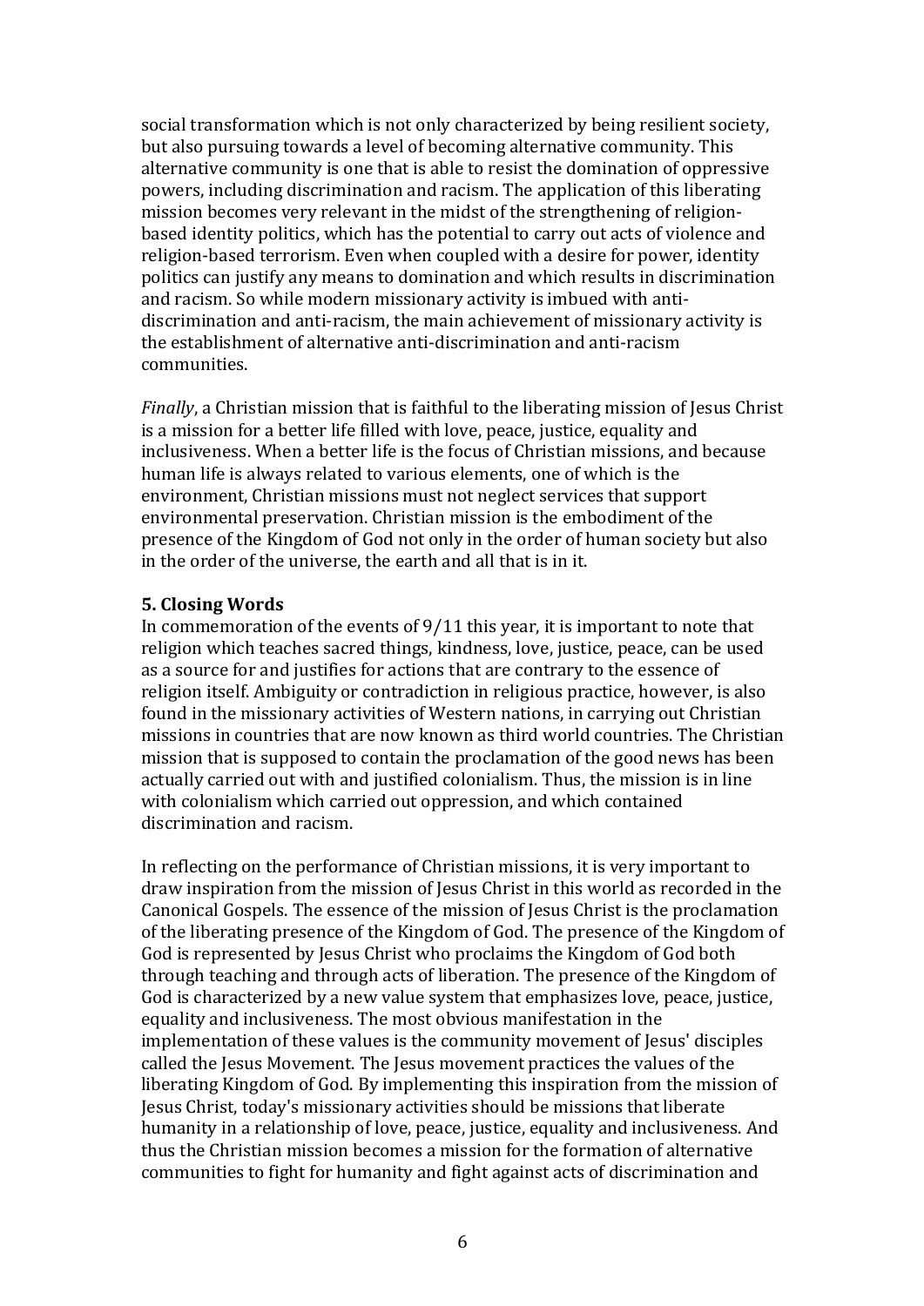social transformation which is not only characterized by being resilient society, but also pursuing towards a level of becoming alternative community. This alternative community is one that is able to resist the domination of oppressive powers, including discrimination and racism. The application of this liberating mission becomes very relevant in the midst of the strengthening of religion-based identity politics, which has the potential to carry out acts of violence and religion-based terrorism. Even when coupled with a desire for power, identity politics can justify any means to domination and which results in discrimination and racism. So while modern missionary activity is imbued with anti-discrimination and anti-racism, the main achievement of missionary activity is the establishment of alternative anti-discrimination and anti-racism communities.

*Finally*, a Christian mission that is faithful to the liberating mission of Jesus Christ is a mission for a better life filled with love, peace, justice, equality and inclusiveness. When a better life is the focus of Christian missions, and because human life is always related to various elements, one of which is the environment, Christian missions must not neglect services that support environmental preservation. Christian mission is the embodiment of the presence of the Kingdom of God not only in the order of human society but also in the order of the universe, the earth and all that is in it.

**5. Closing Words**

In commemoration of the events of 9/11 this year, it is important to note that religion which teaches sacred things, kindness, love, justice, peace, can be used as a source for and justifies for actions that are contrary to the essence of religion itself. Ambiguity or contradiction in religious practice, however, is also found in the missionary activities of Western nations, in carrying out Christian missions in countries that are now known as third world countries. The Christian mission that is supposed to contain the proclamation of the good news has been actually carried out with and justified colonialism. Thus, the mission is in line with colonialism which carried out oppression, and which contained discrimination and racism.

In reflecting on the performance of Christian missions, it is very important to draw inspiration from the mission of Jesus Christ in this world as recorded in the Canonical Gospels. The essence of the mission of Jesus Christ is the proclamation of the liberating presence of the Kingdom of God. The presence of the Kingdom of God is represented by Jesus Christ who proclaims the Kingdom of God both through teaching and through acts of liberation. The presence of the Kingdom of God is characterized by a new value system that emphasizes love, peace, justice, equality and inclusiveness. The most obvious manifestation in the implementation of these values is the community movement of Jesus' disciples called the Jesus Movement. The Jesus movement practices the values of the liberating Kingdom of God. By implementing this inspiration from the mission of Jesus Christ, today's missionary activities should be missions that liberate humanity in a relationship of love, peace, justice, equality and inclusiveness. And thus the Christian mission becomes a mission for the formation of alternative communities to fight for humanity and fight against acts of discrimination and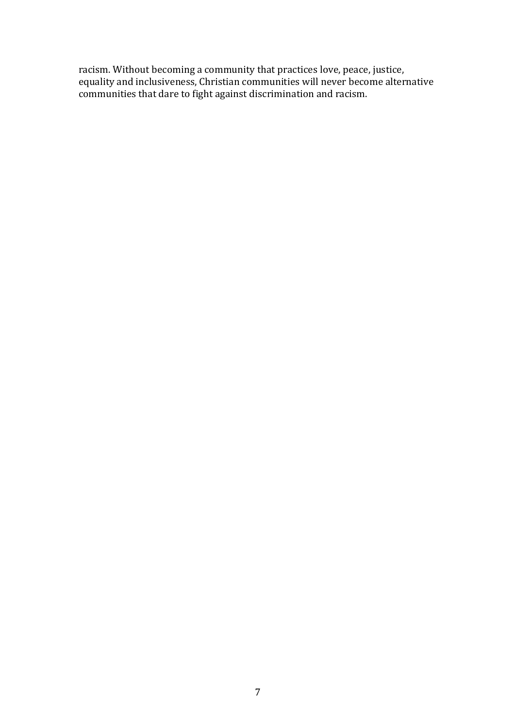racism. Without becoming a community that practices love, peace, justice, equality and inclusiveness, Christian communities will never become alternative communities that dare to fight against discrimination and racism.